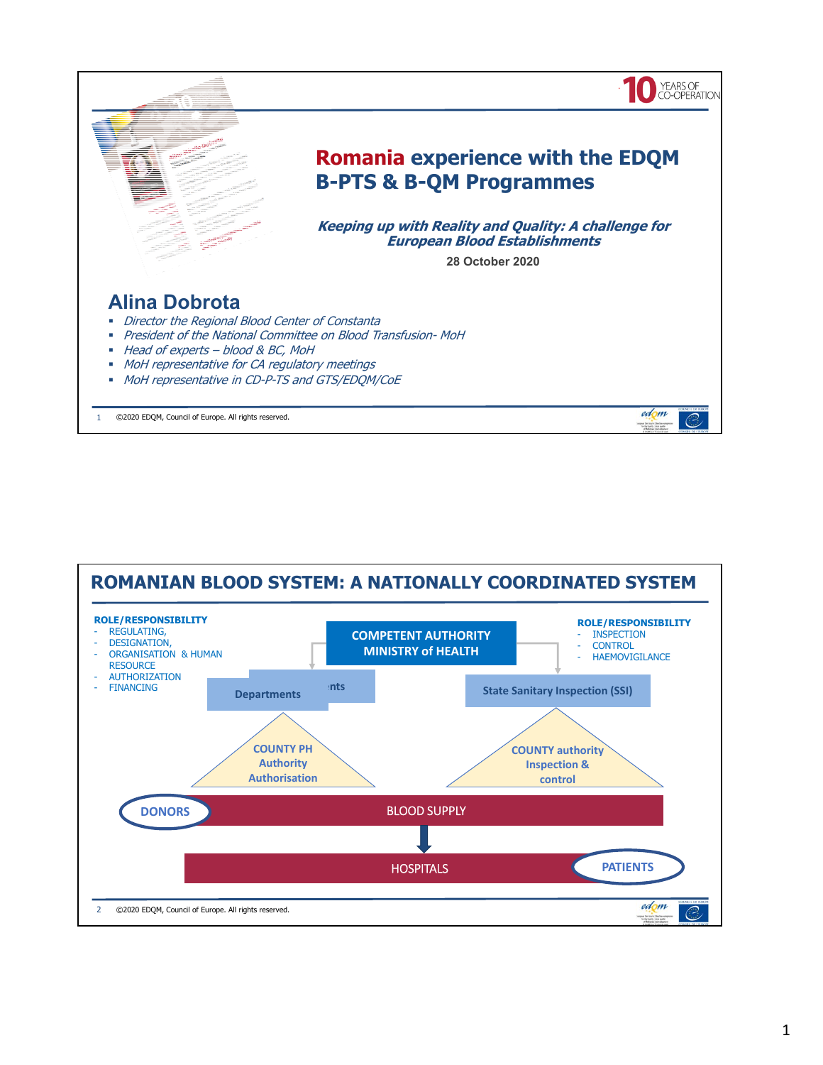10 YEARS OF CO-OPERATION

# Romania experience with the EDQM B-PTS & B-QM Programmes

***Keeping up with Reality and Quality: A challenge for European Blood Establishments***

**28 October 2020**

## Alina Dobrota

- *Director the Regional Blood Center of Constanta*
- *President of the National Committee on Blood Transfusion- MoH*
- *Head of experts – blood & BC, MoH*
- *MoH representative for CA regulatory meetings*
- *MoH representative in CD-P-TS and GTS/EDQM/CoE*

©2020 EDQM, Council of Europe. All rights reserved.

# ROMANIAN BLOOD SYSTEM: A NATIONALLY COORDINATED SYSTEM

**ROLE/RESPONSIBILITY**

- REGULATING,
- DESIGNATION,
- ORGANISATION & HUMAN RESOURCE
- AUTHORIZATION
- FINANCING

**COMPETENT AUTHORITY MINISTRY of HEALTH**

**ROLE/RESPONSIBILITY**

- INSPECTION
- CONTROL
- HAEMOVIGILANCE

**Departments**

**State Sanitary Inspection (SSI)**

**COUNTY PH Authority Authorisation**

**COUNTY authority Inspection & control**

**DONORS**

BLOOD SUPPLY

HOSPITALS

**PATIENTS**

©2020 EDQM, Council of Europe. All rights reserved.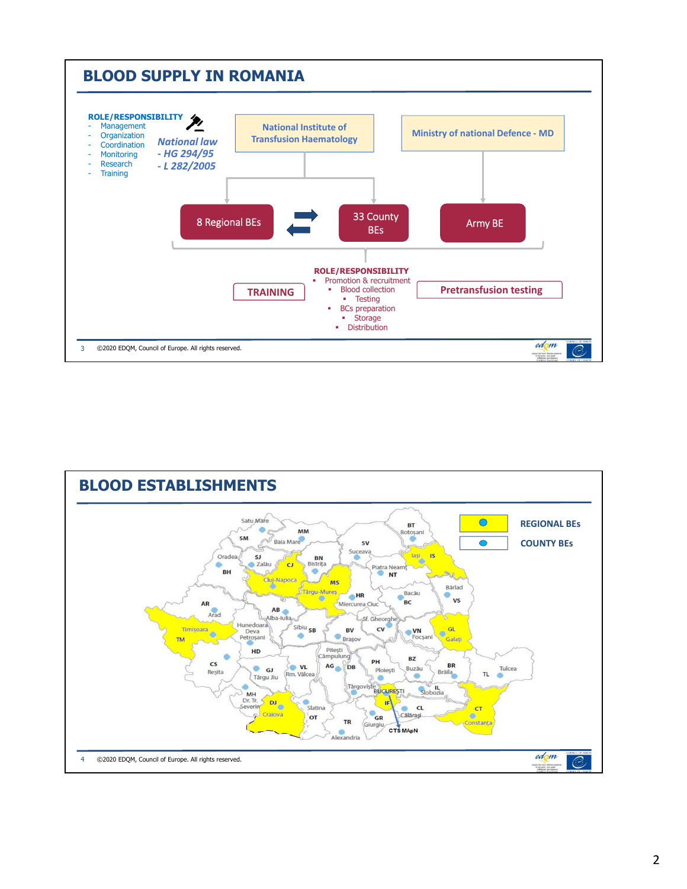## BLOOD SUPPLY IN ROMANIA

**ROLE/RESPONSIBILITY**

- Management
- Organization
- Coordination
- Monitoring
- Research
- Training

***National law***
***- HG 294/95***
***- L 282/2005***

National Institute of Transfusion Haematology

Ministry of national Defence - MD

8 Regional BEs

33 County BEs

Army BE

TRAINING

**ROLE/RESPONSIBILITY**

- Promotion & recruitment
  - Blood collection
    - Testing
  - BCs preparation
    - Storage
  - Distribution

Pretransfusion testing

©2020 EDQM, Council of Europe. All rights reserved.

## BLOOD ESTABLISHMENTS

REGIONAL BEs

COUNTY BEs

Satu Mare, SM, MM, Baia Mare, BT, Botoşani, SV, Suceava, Oradea, SJ, Zalău, CJ, BN, Bistriţa, Iaşi, IS, BH, Cluj-Napoca, MS, Piatra Neamţ, NT, Târgu-Mureş, HR, Bacău, Bârlad, AR, Miercurea Ciuc, BC, VS, Arad, AB, Alba-Iulia, Sf. Gheorghe, Hunedoara, Sibiu, SB, BV, CV, VN, GL, Timişoara, Deva, Petroşani, Braşov, Focşani, Galaţi, TM, HD, Piteşti, Câmpulung, BZ, CS, PH, BR, Tulcea, Reşita, GJ, VL, AG, DB, Ploieşti, Buzău, Brăila, TL, Târgu Jiu, Rm. Vâlcea, Târgovişte, IL, MH, BUCUREŞTI, Slobozia, Dr. Tr. Severin, DJ, Slatina, IF, CL, CT, Craiova, OT, TR, GR, Călăraşi, Constanţa, Giurgiu, CTS MApN, Alexandria

©2020 EDQM, Council of Europe. All rights reserved.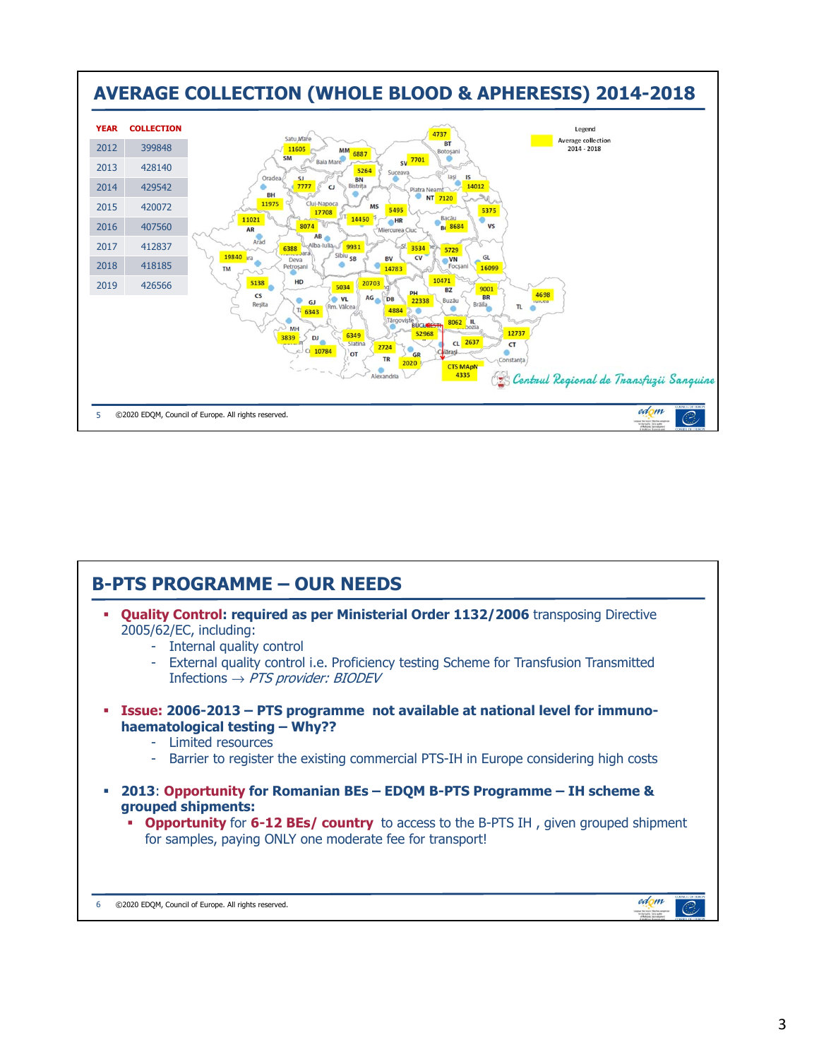## AVERAGE COLLECTION (WHOLE BLOOD & APHERESIS) 2014-2018

| YEAR | COLLECTION |
|---|---|
| 2012 | 399848 |
| 2013 | 428140 |
| 2014 | 429542 |
| 2015 | 420072 |
| 2016 | 407560 |
| 2017 | 412837 |
| 2018 | 418185 |
| 2019 | 426566 |

Legend: Average collection 2014 - 2018

Satu Mare SM 11605; MM Baia Mare 6887; BT Botoșani 4737; SV Suceava 7701; BN Bistrița 5264; IS Iași 14012; SJ 7777; Oradea BH 11975; CJ Cluj-Napoca 17708; MS 14450; NT Piatra Neamț 7120; HR Miercurea Ciuc 5495; VS 5375; AR Arad 11021; AB Alba-Iulia 8074; BC Bacău 8684; TM 19840; HD Deva Petroșani 6388; SB Sibiu 9931; CV 3534; VN Focșani 5729; GL 16099; BV 14783; CS Reșița 5138; VL Rm. Vâlcea 5034; AG 20703; PH 22338; BZ Buzău 10471; BR Brăila 9001; TL Tulcea 4698; GJ 6343; DB Târgoviște 4884; IL Slobozia 8062; BUCUREȘTI 52968; MH 3839; DJ 10784; OT Slatina 6349; CL Călărași 2637; CT Constanța 12737; TR Alexandria 2724; GR 2020; CTS MApN 4335

Centrul Regional de Transfuzii Sanguine

©2020 EDQM, Council of Europe. All rights reserved.

## B-PTS PROGRAMME – OUR NEEDS

- **Quality Control: required as per Ministerial Order 1132/2006** transposing Directive 2005/62/EC, including:
  - Internal quality control
  - External quality control i.e. Proficiency testing Scheme for Transfusion Transmitted Infections → *PTS provider: BIODEV*
- **Issue: 2006-2013 – PTS programme not available at national level for immuno-haematological testing – Why??**
  - Limited resources
  - Barrier to register the existing commercial PTS-IH in Europe considering high costs
- **2013: Opportunity for Romanian BEs – EDQM B-PTS Programme – IH scheme & grouped shipments:**
  - **Opportunity** for **6-12 BEs/ country** to access to the B-PTS IH , given grouped shipment for samples, paying ONLY one moderate fee for transport!

©2020 EDQM, Council of Europe. All rights reserved.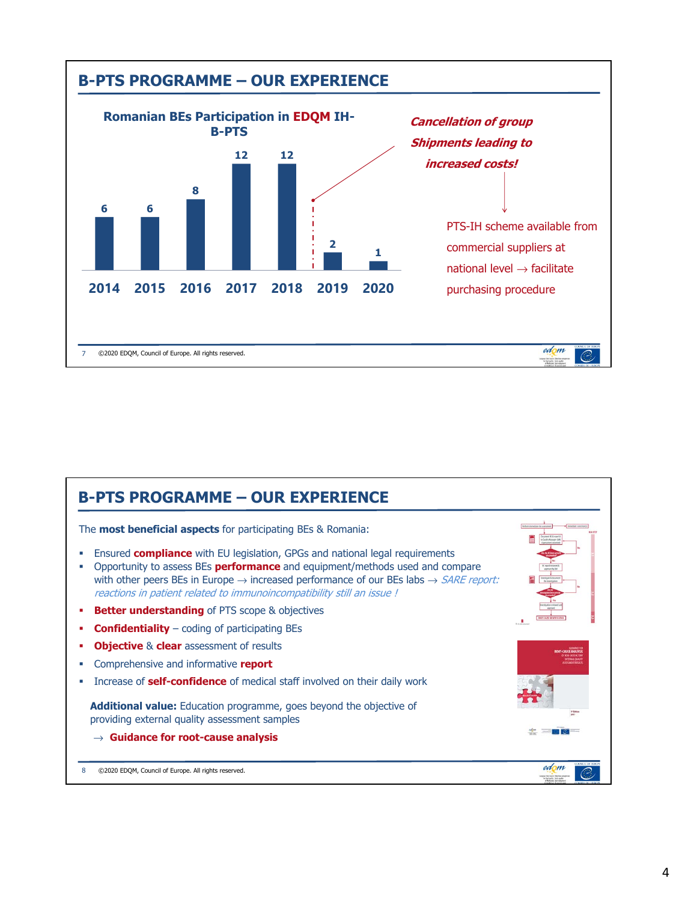## B-PTS PROGRAMME – OUR EXPERIENCE

**Romanian BEs Participation in EDQM IH-B-PTS**

| Year | Participation |
|---|---|
| 2014 | 6 |
| 2015 | 6 |
| 2016 | 8 |
| 2017 | 12 |
| 2018 | 12 |
| 2019 | 2 |
| 2020 | 1 |

***Cancellation of group Shipments leading to increased costs!***

↓

PTS-IH scheme available from commercial suppliers at national level → facilitate purchasing procedure

## B-PTS PROGRAMME – OUR EXPERIENCE

The **most beneficial aspects** for participating BEs & Romania:

- Ensured **compliance** with EU legislation, GPGs and national legal requirements
- Opportunity to assess BEs **performance** and equipment/methods used and compare with other peers BEs in Europe → increased performance of our BEs labs → *SARE report: reactions in patient related to immunoincompatibility still an issue !*
- **Better understanding** of PTS scope & objectives
- **Confidentiality** – coding of participating BEs
- **Objective** & **clear** assessment of results
- Comprehensive and informative **report**
- Increase of **self-confidence** of medical staff involved on their daily work

**Additional value:** Education programme, goes beyond the objective of providing external quality assessment samples

→ **Guidance for root-cause analysis**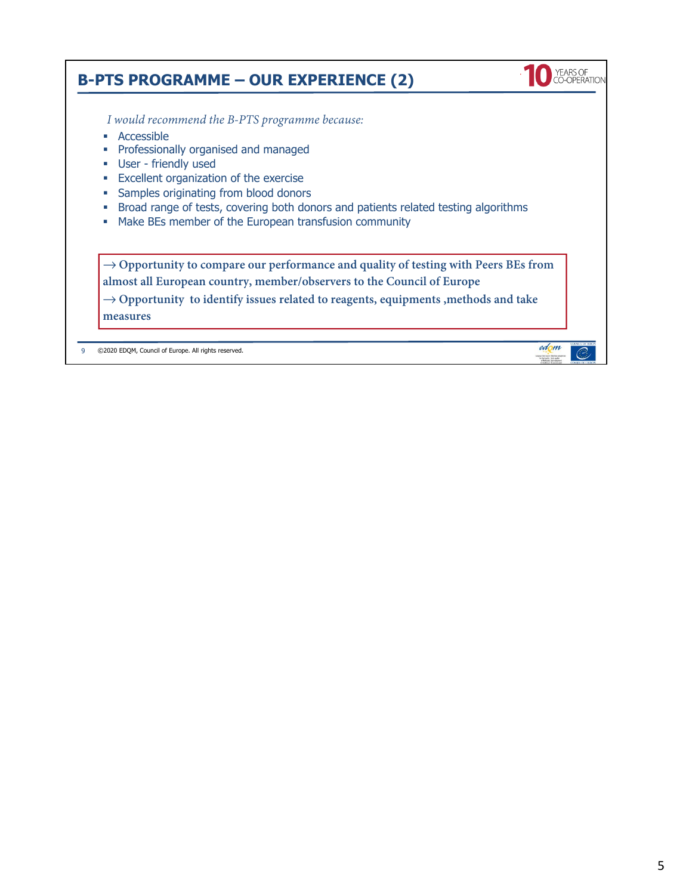## B-PTS PROGRAMME – OUR EXPERIENCE (2)

10 YEARS OF CO-OPERATION

*I would recommend the B-PTS programme because:*

- Accessible
- Professionally organised and managed
- User - friendly used
- Excellent organization of the exercise
- Samples originating from blood donors
- Broad range of tests, covering both donors and patients related testing algorithms
- Make BEs member of the European transfusion community

**→ Opportunity to compare our performance and quality of testing with Peers BEs from almost all European country, member/observers to the Council of Europe**

**→ Opportunity  to identify issues related to reagents, equipments ,methods and take measures**

9 ©2020 EDQM, Council of Europe. All rights reserved.